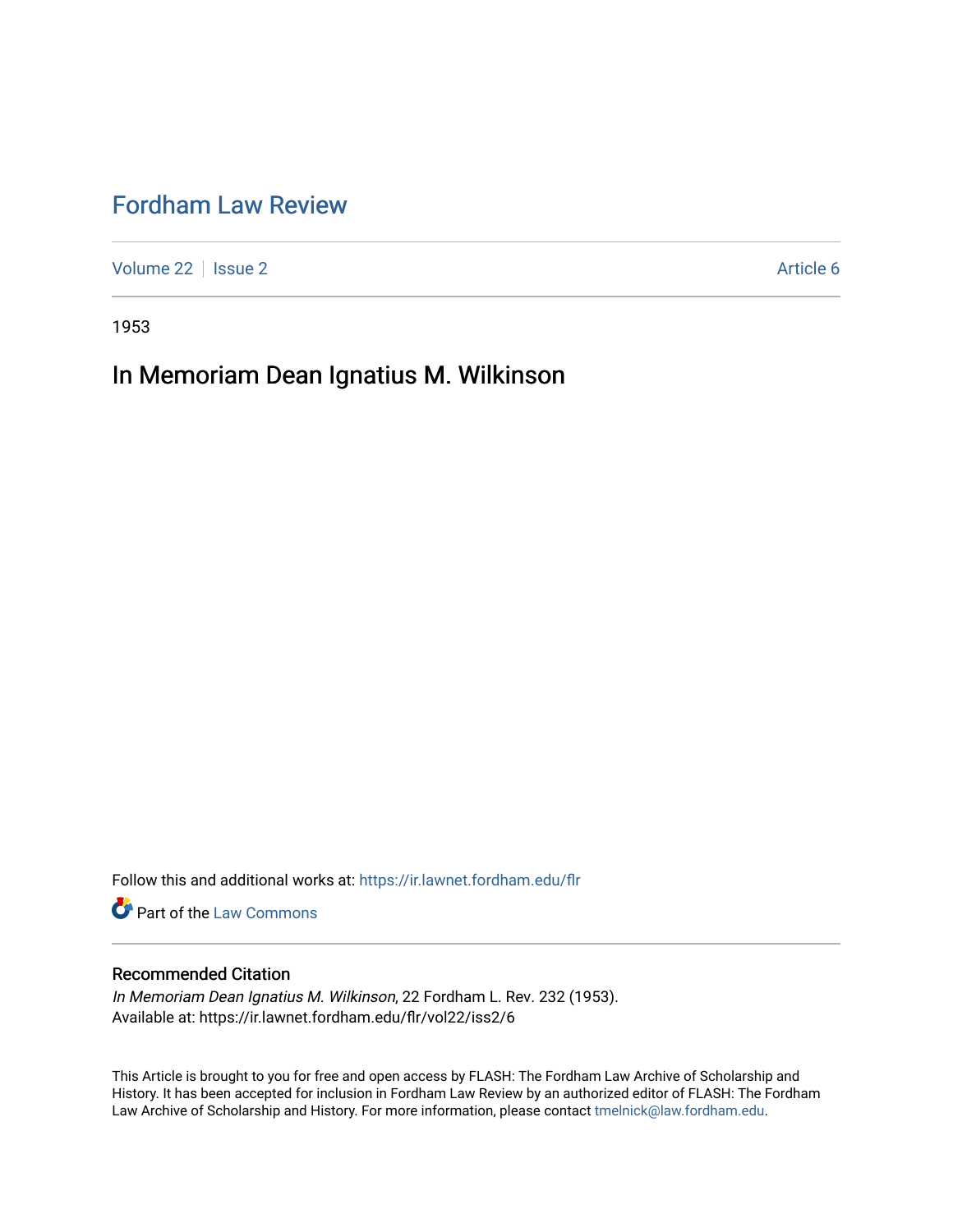# Fordham Law Review

Volume 22 | Issue 2 | Article 6

1953

## In Memoriam Dean Ignatius M. Wilkinson

Follow this and additional works at: https://ir.lawnet.fordham.edu/flr

Part of the Law Commons

### Recommended Citation

*In Memoriam Dean Ignatius M. Wilkinson*, 22 Fordham L. Rev. 232 (1953).
Available at: https://ir.lawnet.fordham.edu/flr/vol22/iss2/6

This Article is brought to you for free and open access by FLASH: The Fordham Law Archive of Scholarship and History. It has been accepted for inclusion in Fordham Law Review by an authorized editor of FLASH: The Fordham Law Archive of Scholarship and History. For more information, please contact tmelnick@law.fordham.edu.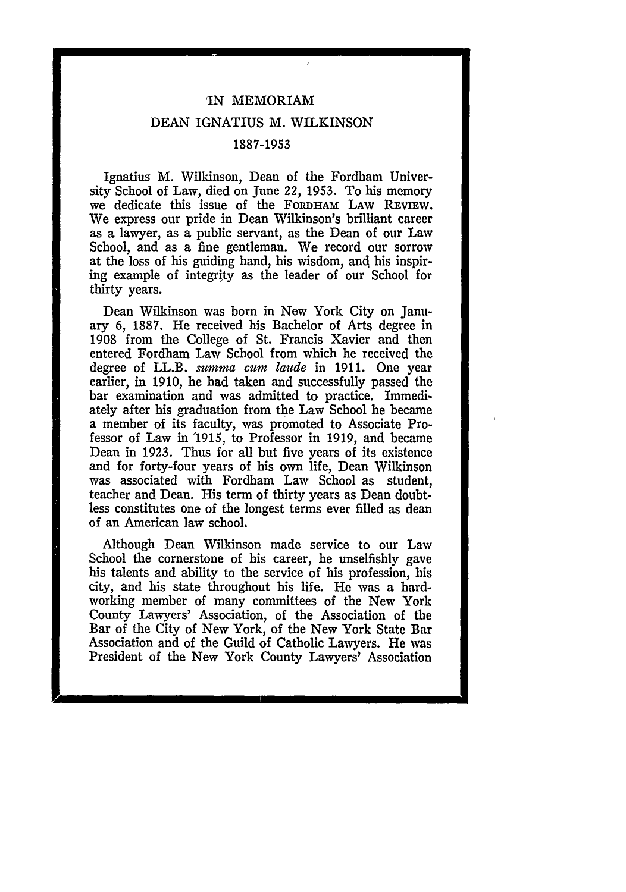# IN MEMORIAM

## DEAN IGNATIUS M. WILKINSON

### 1887-1953

Ignatius M. Wilkinson, Dean of the Fordham University School of Law, died on June 22, 1953. To his memory we dedicate this issue of the FORDHAM LAW REVIEW. We express our pride in Dean Wilkinson's brilliant career as a lawyer, as a public servant, as the Dean of our Law School, and as a fine gentleman. We record our sorrow at the loss of his guiding hand, his wisdom, and his inspiring example of integrity as the leader of our School for thirty years.

Dean Wilkinson was born in New York City on January 6, 1887. He received his Bachelor of Arts degree in 1908 from the College of St. Francis Xavier and then entered Fordham Law School from which he received the degree of LL.B. *summa cum laude* in 1911. One year earlier, in 1910, he had taken and successfully passed the bar examination and was admitted to practice. Immediately after his graduation from the Law School he became a member of its faculty, was promoted to Associate Professor of Law in 1915, to Professor in 1919, and became Dean in 1923. Thus for all but five years of its existence and for forty-four years of his own life, Dean Wilkinson was associated with Fordham Law School as student, teacher and Dean. His term of thirty years as Dean doubtless constitutes one of the longest terms ever filled as dean of an American law school.

Although Dean Wilkinson made service to our Law School the cornerstone of his career, he unselfishly gave his talents and ability to the service of his profession, his city, and his state throughout his life. He was a hardworking member of many committees of the New York County Lawyers' Association, of the Association of the Bar of the City of New York, of the New York State Bar Association and of the Guild of Catholic Lawyers. He was President of the New York County Lawyers' Association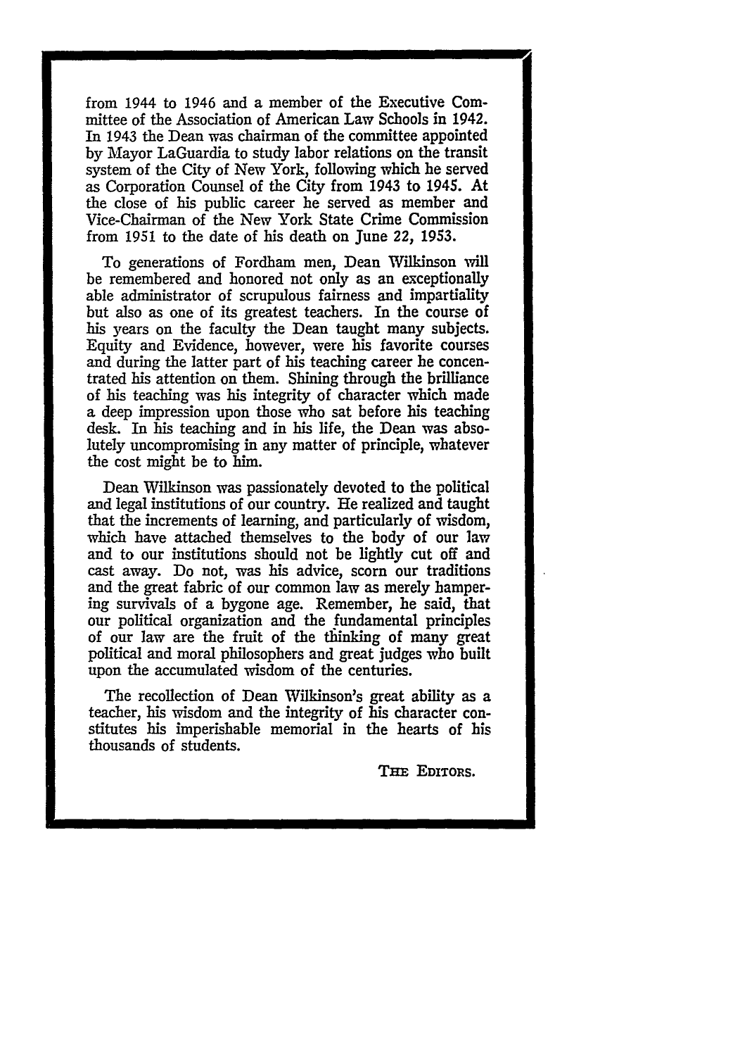from 1944 to 1946 and a member of the Executive Committee of the Association of American Law Schools in 1942. In 1943 the Dean was chairman of the committee appointed by Mayor LaGuardia to study labor relations on the transit system of the City of New York, following which he served as Corporation Counsel of the City from 1943 to 1945. At the close of his public career he served as member and Vice-Chairman of the New York State Crime Commission from 1951 to the date of his death on June 22, 1953.

To generations of Fordham men, Dean Wilkinson will be remembered and honored not only as an exceptionally able administrator of scrupulous fairness and impartiality but also as one of its greatest teachers. In the course of his years on the faculty the Dean taught many subjects. Equity and Evidence, however, were his favorite courses and during the latter part of his teaching career he concentrated his attention on them. Shining through the brilliance of his teaching was his integrity of character which made a deep impression upon those who sat before his teaching desk. In his teaching and in his life, the Dean was absolutely uncompromising in any matter of principle, whatever the cost might be to him.

Dean Wilkinson was passionately devoted to the political and legal institutions of our country. He realized and taught that the increments of learning, and particularly of wisdom, which have attached themselves to the body of our law and to our institutions should not be lightly cut off and cast away. Do not, was his advice, scorn our traditions and the great fabric of our common law as merely hampering survivals of a bygone age. Remember, he said, that our political organization and the fundamental principles of our law are the fruit of the thinking of many great political and moral philosophers and great judges who built upon the accumulated wisdom of the centuries.

The recollection of Dean Wilkinson's great ability as a teacher, his wisdom and the integrity of his character constitutes his imperishable memorial in the hearts of his thousands of students.

THE EDITORS.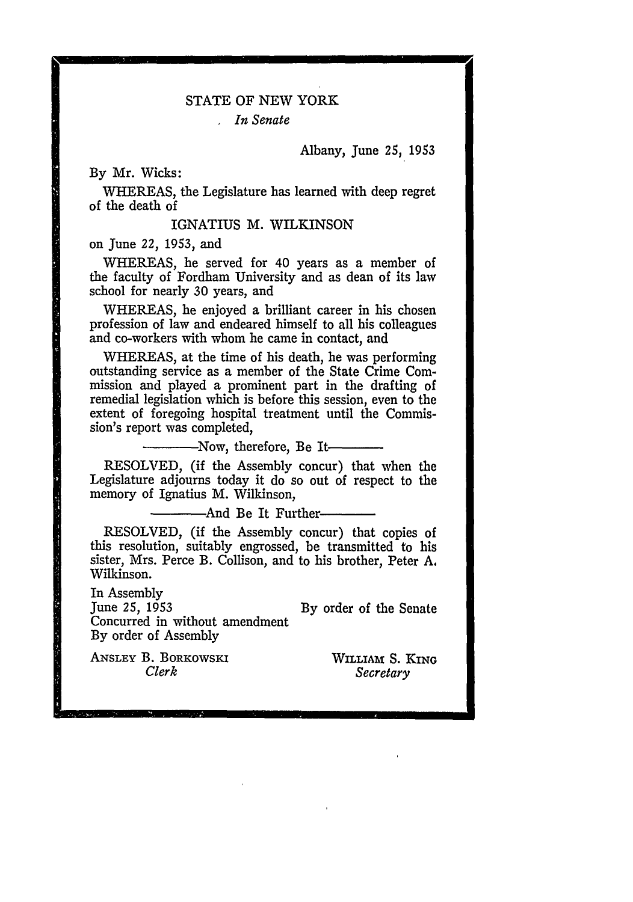STATE OF NEW YORK

*In Senate*

Albany, June 25, 1953

By Mr. Wicks:

WHEREAS, the Legislature has learned with deep regret of the death of

IGNATIUS M. WILKINSON

on June 22, 1953, and

WHEREAS, he served for 40 years as a member of the faculty of Fordham University and as dean of its law school for nearly 30 years, and

WHEREAS, he enjoyed a brilliant career in his chosen profession of law and endeared himself to all his colleagues and co-workers with whom he came in contact, and

WHEREAS, at the time of his death, he was performing outstanding service as a member of the State Crime Commission and played a prominent part in the drafting of remedial legislation which is before this session, even to the extent of foregoing hospital treatment until the Commission's report was completed,

——Now, therefore, Be It——

RESOLVED, (if the Assembly concur) that when the Legislature adjourns today it do so out of respect to the memory of Ignatius M. Wilkinson,

——And Be It Further——

RESOLVED, (if the Assembly concur) that copies of this resolution, suitably engrossed, be transmitted to his sister, Mrs. Perce B. Collison, and to his brother, Peter A. Wilkinson.

In Assembly
June 25, 1953
Concurred in without amendment
By order of Assembly

By order of the Senate

ANSLEY B. BORKOWSKI
*Clerk*

WILLIAM S. KING
*Secretary*